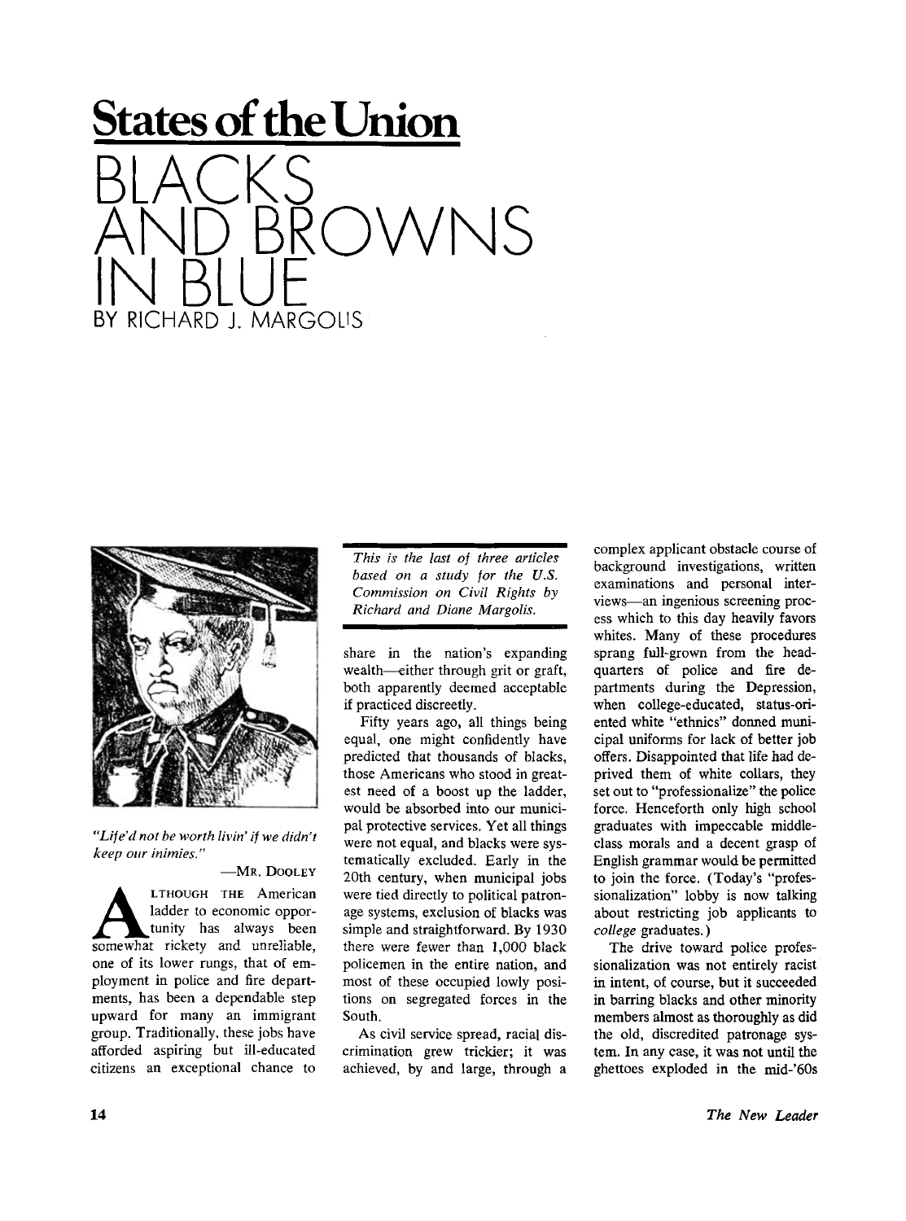# States of the Union

# BLACKS AND BROWNS IN BLUE

BY RICHARD J. MARGOLIS

*"Life'd not be worth livin' if we didn't keep our inimies."*

—MR. DOOLEY

*This is the last of three articles based on a study for the U.S. Commission on Civil Rights by Richard and Diane Margolis.*

ALTHOUGH THE American ladder to economic opportunity has always been somewhat rickety and unreliable, one of its lower rungs, that of employment in police and fire departments, has been a dependable step upward for many an immigrant group. Traditionally, these jobs have afforded aspiring but ill-educated citizens an exceptional chance to share in the nation's expanding wealth—either through grit or graft, both apparently deemed acceptable if practiced discreetly.

Fifty years ago, all things being equal, one might confidently have predicted that thousands of blacks, those Americans who stood in greatest need of a boost up the ladder, would be absorbed into our municipal protective services. Yet all things were not equal, and blacks were systematically excluded. Early in the 20th century, when municipal jobs were tied directly to political patronage systems, exclusion of blacks was simple and straightforward. By 1930 there were fewer than 1,000 black policemen in the entire nation, and most of these occupied lowly positions on segregated forces in the South.

As civil service spread, racial discrimination grew trickier; it was achieved, by and large, through a complex applicant obstacle course of background investigations, written examinations and personal interviews—an ingenious screening process which to this day heavily favors whites. Many of these procedures sprang full-grown from the headquarters of police and fire departments during the Depression, when college-educated, status-oriented white "ethnics" donned municipal uniforms for lack of better job offers. Disappointed that life had deprived them of white collars, they set out to "professionalize" the police force. Henceforth only high school graduates with impeccable middle-class morals and a decent grasp of English grammar would be permitted to join the force. (Today's "professionalization" lobby is now talking about restricting job applicants to *college* graduates.)

The drive toward police professionalization was not entirely racist in intent, of course, but it succeeded in barring blacks and other minority members almost as thoroughly as did the old, discredited patronage system. In any case, it was not until the ghettoes exploded in the mid-'60s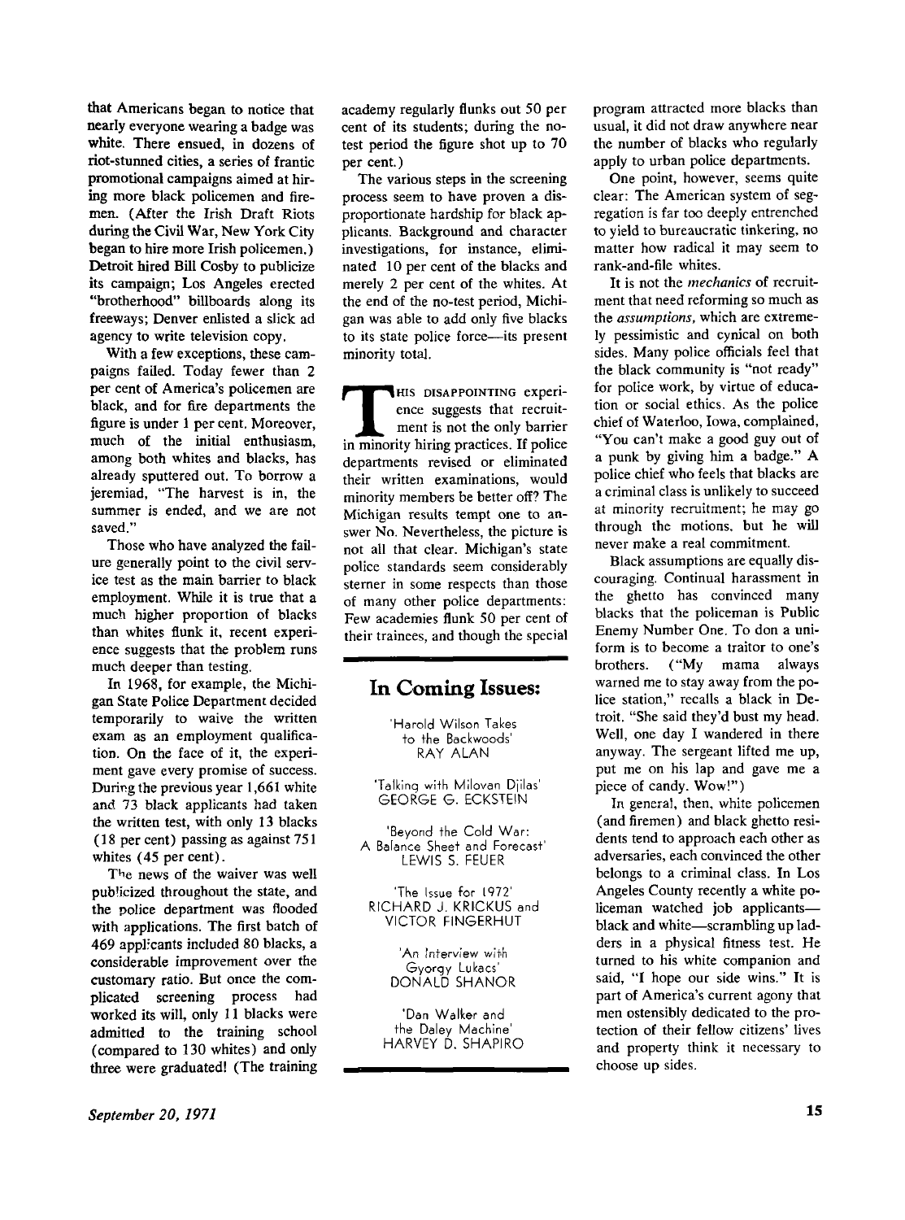that Americans began to notice that nearly everyone wearing a badge was white. There ensued, in dozens of riot-stunned cities, a series of frantic promotional campaigns aimed at hiring more black policemen and firemen. (After the Irish Draft Riots during the Civil War, New York City began to hire more Irish policemen.) Detroit hired Bill Cosby to publicize its campaign; Los Angeles erected "brotherhood" billboards along its freeways; Denver enlisted a slick ad agency to write television copy.

With a few exceptions, these campaigns failed. Today fewer than 2 per cent of America's policemen are black, and for fire departments the figure is under 1 per cent. Moreover, much of the initial enthusiasm, among both whites and blacks, has already sputtered out. To borrow a jeremiad, "The harvest is in, the summer is ended, and we are not saved."

Those who have analyzed the failure generally point to the civil service test as the main barrier to black employment. While it is true that a much higher proportion of blacks than whites flunk it, recent experience suggests that the problem runs much deeper than testing.

In 1968, for example, the Michigan State Police Department decided temporarily to waive the written exam as an employment qualification. On the face of it, the experiment gave every promise of success. During the previous year 1,661 white and 73 black applicants had taken the written test, with only 13 blacks (18 per cent) passing as against 751 whites (45 per cent).

The news of the waiver was well publicized throughout the state, and the police department was flooded with applications. The first batch of 469 applicants included 80 blacks, a considerable improvement over the customary ratio. But once the complicated screening process had worked its will, only 11 blacks were admitted to the training school (compared to 130 whites) and only three were graduated! (The training academy regularly flunks out 50 per cent of its students; during the no-test period the figure shot up to 70 per cent.)

The various steps in the screening process seem to have proven a disproportionate hardship for black applicants. Background and character investigations, for instance, eliminated 10 per cent of the blacks and merely 2 per cent of the whites. At the end of the no-test period, Michigan was able to add only five blacks to its state police force—its present minority total.

THIS DISAPPOINTING experience suggests that recruitment is not the only barrier in minority hiring practices. If police departments revised or eliminated their written examinations, would minority members be better off? The Michigan results tempt one to answer No. Nevertheless, the picture is not all that clear. Michigan's state police standards seem considerably sterner in some respects than those of many other police departments: Few academies flunk 50 per cent of their trainees, and though the special program attracted more blacks than usual, it did not draw anywhere near the number of blacks who regularly apply to urban police departments.

One point, however, seems quite clear: The American system of segregation is far too deeply entrenched to yield to bureaucratic tinkering, no matter how radical it may seem to rank-and-file whites.

It is not the *mechanics* of recruitment that need reforming so much as the *assumptions*, which are extremely pessimistic and cynical on both sides. Many police officials feel that the black community is "not ready" for police work, by virtue of education or social ethics. As the police chief of Waterloo, Iowa, complained, "You can't make a good guy out of a punk by giving him a badge." A police chief who feels that blacks are a criminal class is unlikely to succeed at minority recruitment; he may go through the motions, but he will never make a real commitment.

Black assumptions are equally discouraging. Continual harassment in the ghetto has convinced many blacks that the policeman is Public Enemy Number One. To don a uniform is to become a traitor to one's brothers. ("My mama always warned me to stay away from the police station," recalls a black in Detroit. "She said they'd bust my head. Well, one day I wandered in there anyway. The sergeant lifted me up, put me on his lap and gave me a piece of candy. Wow!")

In general, then, white policemen (and firemen) and black ghetto residents tend to approach each other as adversaries, each convinced the other belongs to a criminal class. In Los Angeles County recently a white policeman watched job applicants—black and white—scrambling up ladders in a physical fitness test. He turned to his white companion and said, "I hope our side wins." It is part of America's current agony that men ostensibly dedicated to the protection of their fellow citizens' lives and property think it necessary to choose up sides.

## In Coming Issues:

'Harold Wilson Takes to the Backwoods'
RAY ALAN

'Talking with Milovan Djilas'
GEORGE G. ECKSTEIN

'Beyond the Cold War: A Balance Sheet and Forecast'
LEWIS S. FEUER

'The Issue for 1972'
RICHARD J. KRICKUS and VICTOR FINGERHUT

'An Interview with Gyorgy Lukacs'
DONALD SHANOR

'Dan Walker and the Daley Machine'
HARVEY D. SHAPIRO